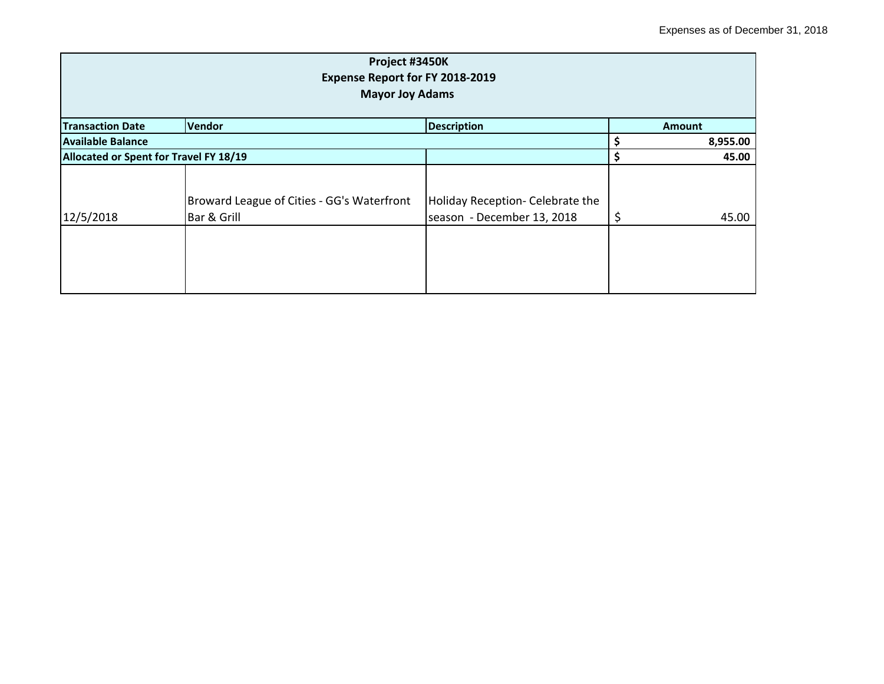Expenses as of December 31, 2018

| Project #3450K<br>Expense Report for FY 2018-2019<br>Mayor Joy Adams | | | |
|---|---|---|---|
| **Transaction Date** | **Vendor** | **Description** | **Amount** |
| **Available Balance** | | | **$ 8,955.00** |
| **Allocated or Spent for Travel FY 18/19** | | | **$ 45.00** |
| 12/5/2018 | Broward League of Cities - GG's Waterfront Bar & Grill | Holiday Reception- Celebrate the season - December 13, 2018 | $ 45.00 |
| | | | |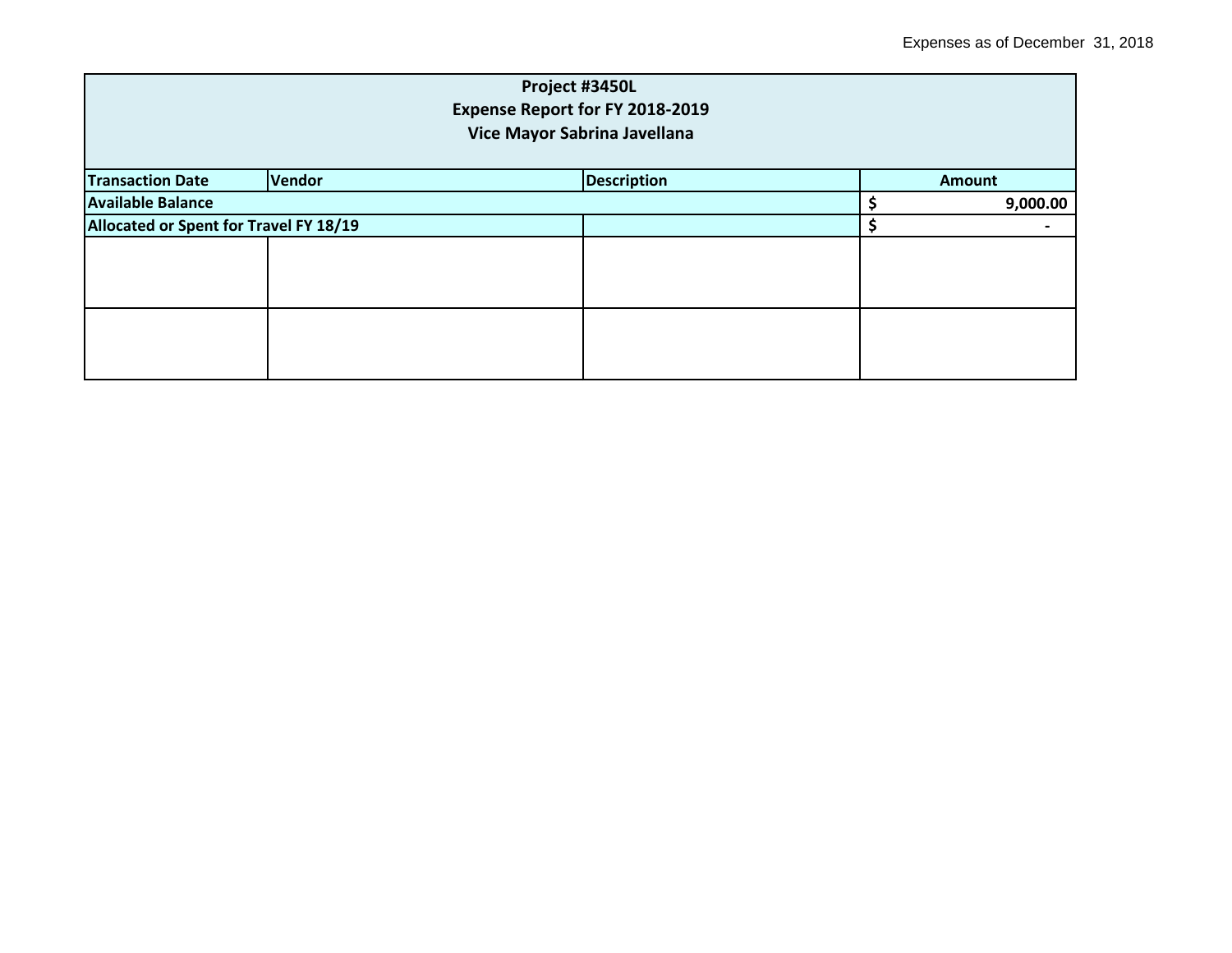Expenses as of December 31, 2018

| Project #3450L<br>Expense Report for FY 2018-2019<br>Vice Mayor Sabrina Javellana | | | |
|---|---|---|---|
| **Transaction Date** | **Vendor** | **Description** | **Amount** |
| **Available Balance** | | | **$ 9,000.00** |
| **Allocated or Spent for Travel FY 18/19** | | | **$ -** |
| | | | |
| | | | |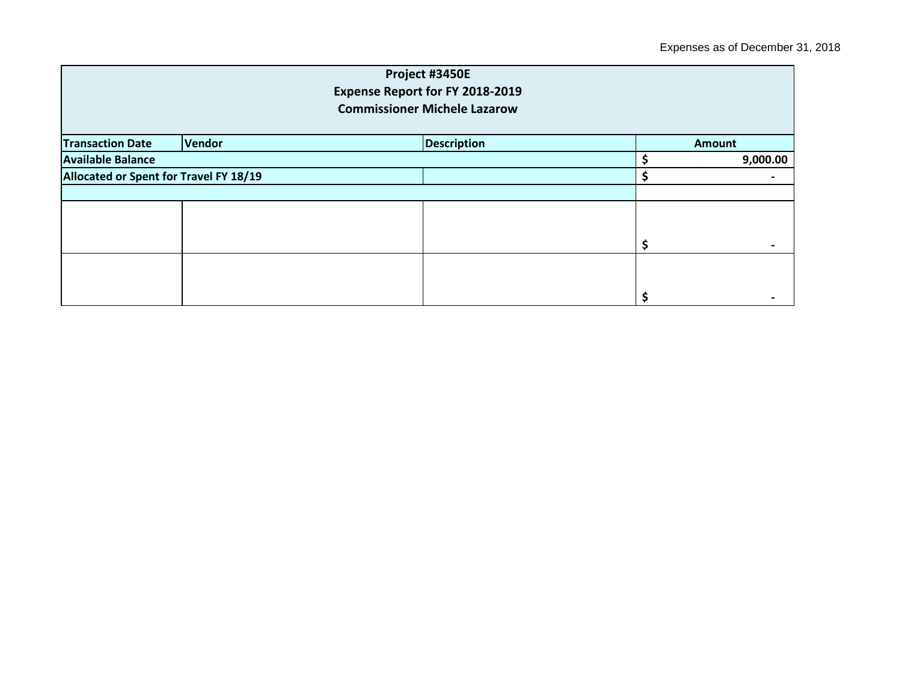Expenses as of December 31, 2018

| Project #3450E<br>Expense Report for FY 2018-2019<br>Commissioner Michele Lazarow | | | |
|---|---|---|---|
| **Transaction Date** | **Vendor** | **Description** | **Amount** |
| **Available Balance** | | | **$ 9,000.00** |
| **Allocated or Spent for Travel FY 18/19** | | | **$ -** |
| | | | |
| | | | $ - |
| | | | $ - |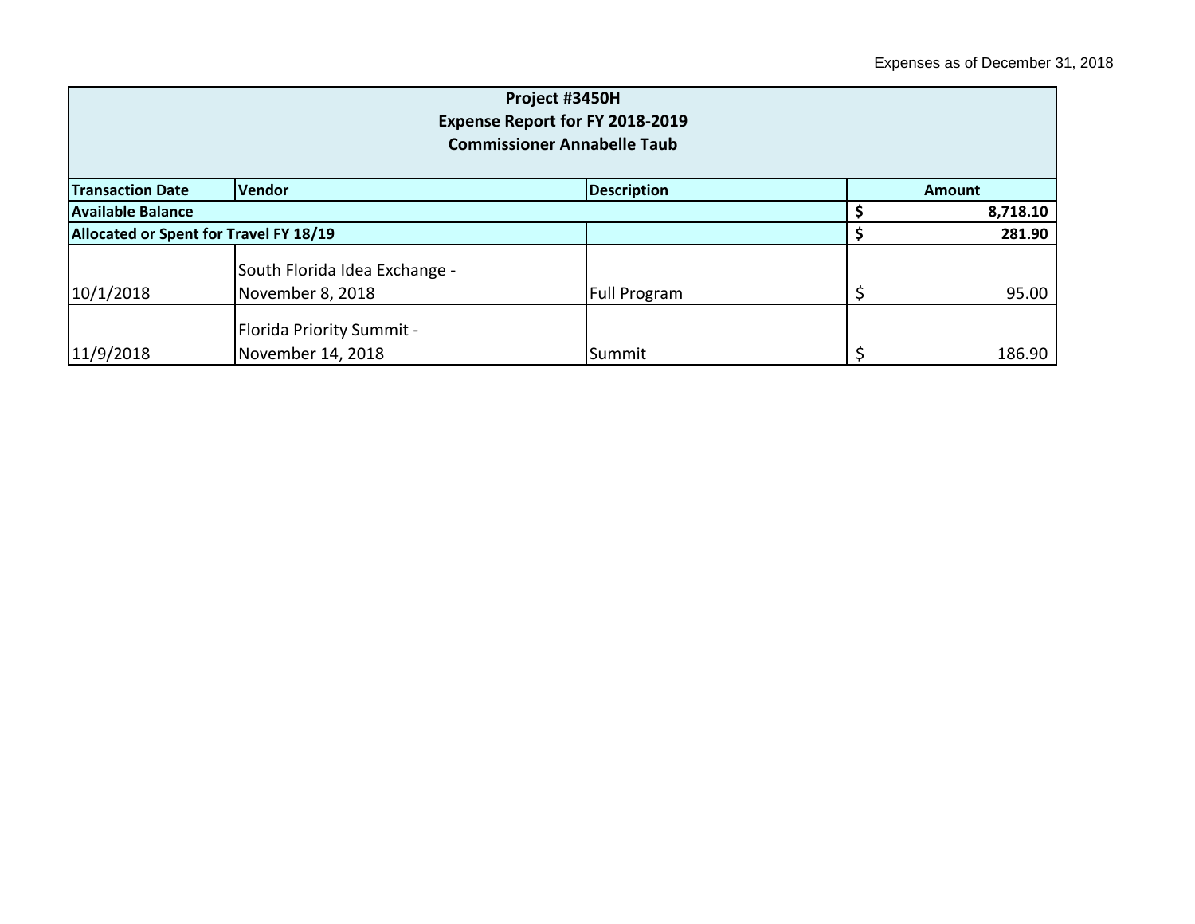Expenses as of December 31, 2018

| **Project #3450H<br>Expense Report for FY 2018-2019<br>Commissioner Annabelle Taub** | | | |
|---|---|---|---|
| **Transaction Date** | **Vendor** | **Description** | **Amount** |
| **Available Balance** | | | **$ 8,718.10** |
| **Allocated or Spent for Travel FY 18/19** | | | **$ 281.90** |
| 10/1/2018 | South Florida Idea Exchange - November 8, 2018 | Full Program | $ 95.00 |
| 11/9/2018 | Florida Priority Summit - November 14, 2018 | Summit | $ 186.90 |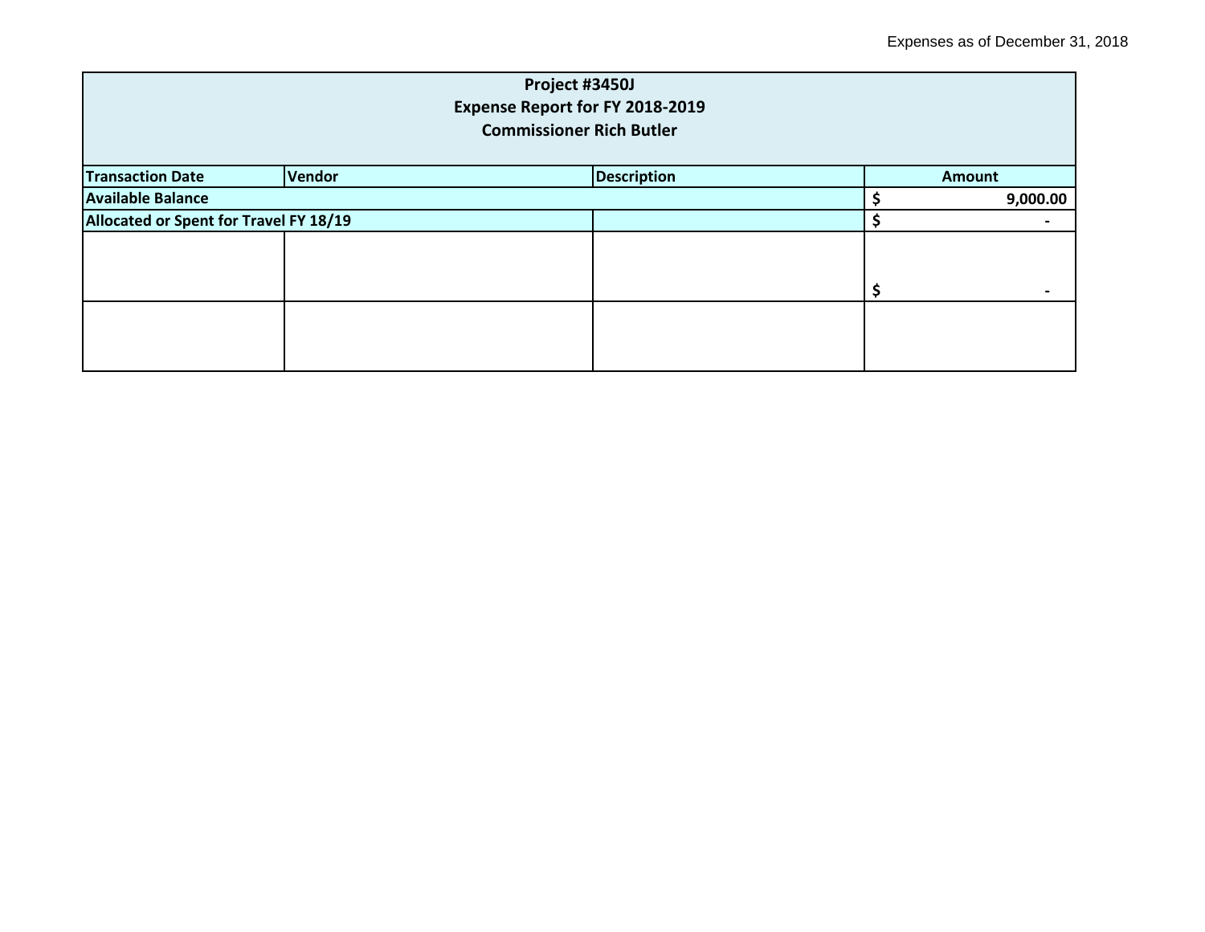Expenses as of December 31, 2018

| Project #3450J<br>Expense Report for FY 2018-2019<br>Commissioner Rich Butler | | | |
|---|---|---|---|
| **Transaction Date** | **Vendor** | **Description** | **Amount** |
| **Available Balance** | | | **$ 9,000.00** |
| **Allocated or Spent for Travel FY 18/19** | | | **$ -** |
| | | | $ - |
| | | | |